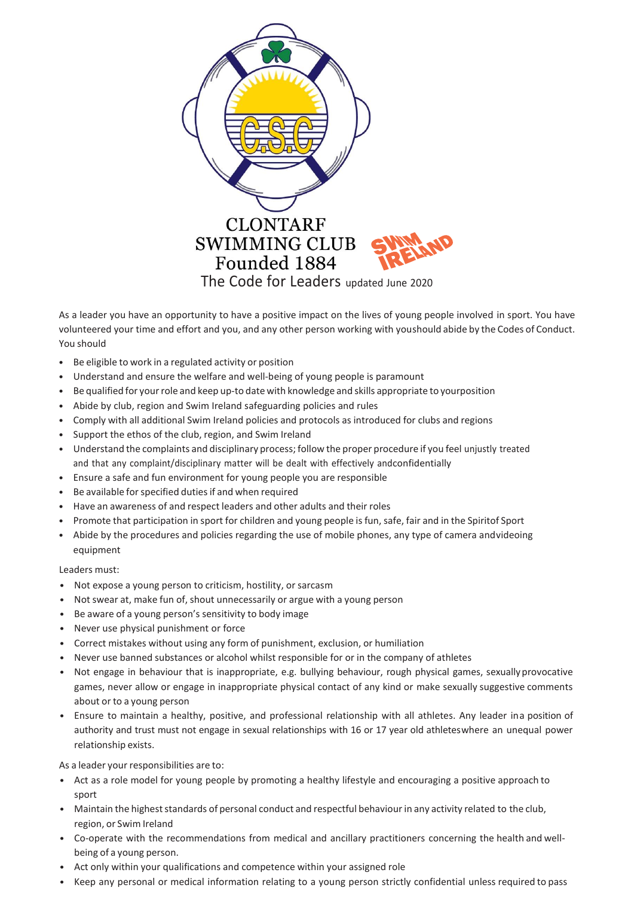# CLONTARF SWIMMING CLUB
## Founded 1884

SWIM IRELAND

## The Code for Leaders updated June 2020

As a leader you have an opportunity to have a positive impact on the lives of young people involved in sport. You have volunteered your time and effort and you, and any other person working with youshould abide by the Codes of Conduct. You should

- Be eligible to work in a regulated activity or position
- Understand and ensure the welfare and well-being of young people is paramount
- Be qualified for your role and keep up-to date with knowledge and skills appropriate to yourposition
- Abide by club, region and Swim Ireland safeguarding policies and rules
- Comply with all additional Swim Ireland policies and protocols as introduced for clubs and regions
- Support the ethos of the club, region, and Swim Ireland
- Understand the complaints and disciplinary process; follow the proper procedure if you feel unjustly treated and that any complaint/disciplinary matter will be dealt with effectively andconfidentially
- Ensure a safe and fun environment for young people you are responsible
- Be available for specified duties if and when required
- Have an awareness of and respect leaders and other adults and their roles
- Promote that participation in sport for children and young people is fun, safe, fair and in the Spiritof Sport
- Abide by the procedures and policies regarding the use of mobile phones, any type of camera andvideoing equipment

Leaders must:

- Not expose a young person to criticism, hostility, or sarcasm
- Not swear at, make fun of, shout unnecessarily or argue with a young person
- Be aware of a young person's sensitivity to body image
- Never use physical punishment or force
- Correct mistakes without using any form of punishment, exclusion, or humiliation
- Never use banned substances or alcohol whilst responsible for or in the company of athletes
- Not engage in behaviour that is inappropriate, e.g. bullying behaviour, rough physical games, sexually provocative games, never allow or engage in inappropriate physical contact of any kind or make sexually suggestive comments about or to a young person
- Ensure to maintain a healthy, positive, and professional relationship with all athletes. Any leader ina position of authority and trust must not engage in sexual relationships with 16 or 17 year old athleteswhere an unequal power relationship exists.

As a leader your responsibilities are to:

- Act as a role model for young people by promoting a healthy lifestyle and encouraging a positive approach to sport
- Maintain the highest standards of personal conduct and respectful behaviour in any activity related to the club, region, or Swim Ireland
- Co-operate with the recommendations from medical and ancillary practitioners concerning the health and well-being of a young person.
- Act only within your qualifications and competence within your assigned role
- Keep any personal or medical information relating to a young person strictly confidential unless required to pass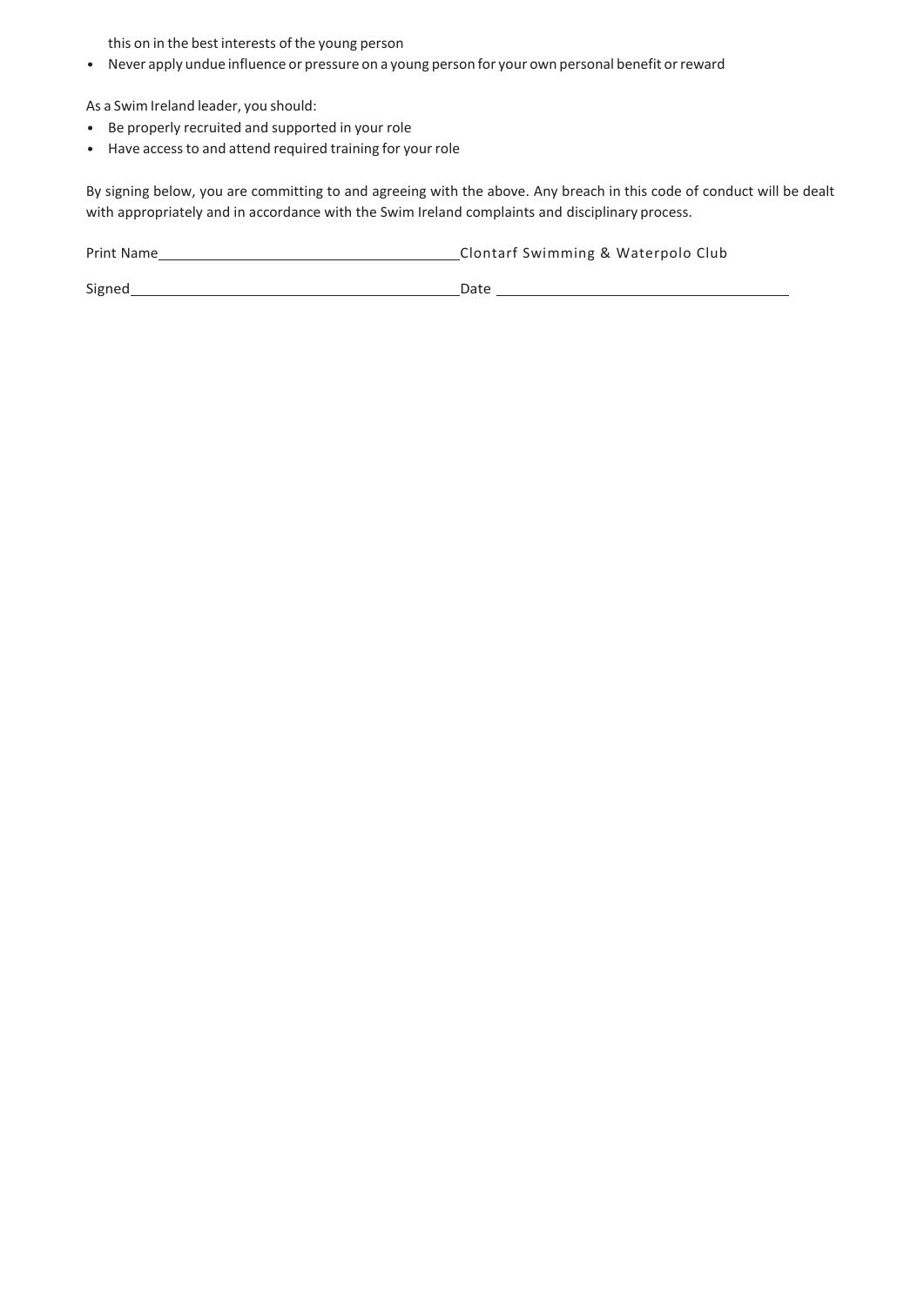this on in the best interests of the young person

- Never apply undue influence or pressure on a young person for your own personal benefit or reward

As a Swim Ireland leader, you should:

- Be properly recruited and supported in your role
- Have access to and attend required training for your role

By signing below, you are committing to and agreeing with the above. Any breach in this code of conduct will be dealt with appropriately and in accordance with the Swim Ireland complaints and disciplinary process.

Print Name\_\_\_\_\_\_\_\_\_\_\_\_\_\_\_\_\_\_\_\_\_\_\_\_\_\_\_\_\_\_\_\_\_\_\_\_ Clontarf Swimming & Waterpolo Club

Signed\_\_\_\_\_\_\_\_\_\_\_\_\_\_\_\_\_\_\_\_\_\_\_\_\_\_\_\_\_\_\_\_\_\_\_\_\_\_\_\_ Date \_\_\_\_\_\_\_\_\_\_\_\_\_\_\_\_\_\_\_\_\_\_\_\_\_\_\_\_\_\_\_\_\_\_\_\_